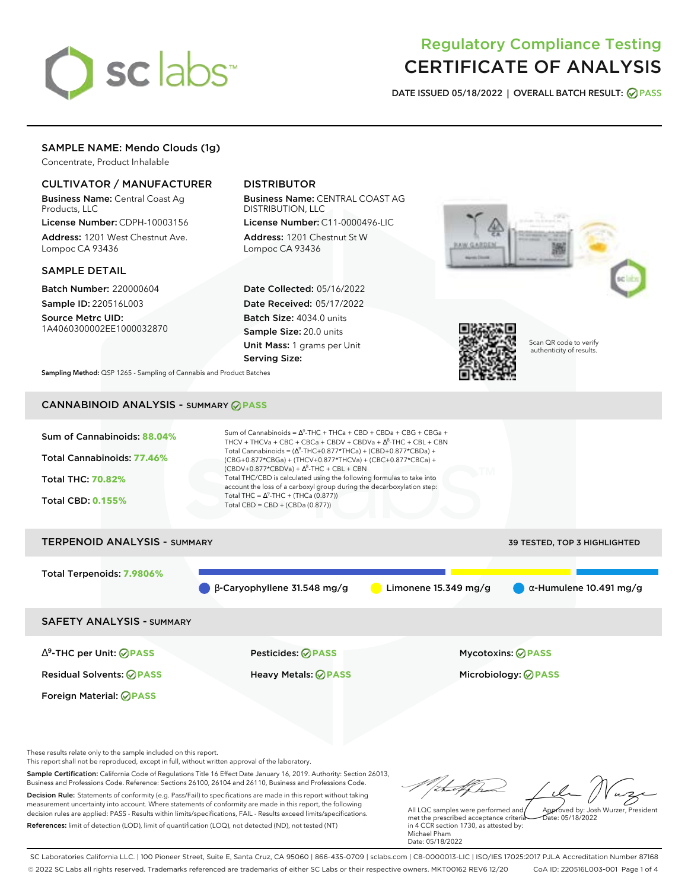# Regulatory Compliance Testing
# CERTIFICATE OF ANALYSIS

**DATE ISSUED 05/18/2022 | OVERALL BATCH RESULT: PASS**

## SAMPLE NAME: Mendo Clouds (1g)

Concentrate, Product Inhalable

### CULTIVATOR / MANUFACTURER

**Business Name:** Central Coast Ag Products, LLC

**License Number:** CDPH-10003156

**Address:** 1201 West Chestnut Ave. Lompoc CA 93436

### DISTRIBUTOR

**Business Name:** CENTRAL COAST AG DISTRIBUTION, LLC

**License Number:** C11-0000496-LIC

**Address:** 1201 Chestnut St W Lompoc CA 93436

### SAMPLE DETAIL

**Batch Number:** 220000604

**Sample ID:** 220516L003

**Source Metrc UID:** 1A4060300002EE1000032870

**Date Collected:** 05/16/2022

**Date Received:** 05/17/2022

**Batch Size:** 4034.0 units

**Sample Size:** 20.0 units

**Unit Mass:** 1 grams per Unit

**Serving Size:**

Scan QR code to verify authenticity of results.

**Sampling Method:** QSP 1265 - Sampling of Cannabis and Product Batches

## CANNABINOID ANALYSIS - SUMMARY PASS

**Sum of Cannabinoids:** 88.04%

**Total Cannabinoids:** 77.46%

**Total THC:** 70.82%

**Total CBD:** 0.155%

Sum of Cannabinoids = $\Delta^9$-THC + THCa + CBD + CBDa + CBG + CBGa + THCV + THCVa + CBC + CBCa + CBDV + CBDVa + $\Delta^8$-THC + CBL + CBN

Total Cannabinoids = ($\Delta^9$-THC+0.877*THCa) + (CBD+0.877*CBDa) + (CBG+0.877*CBGa) + (THCV+0.877*THCVa) + (CBC+0.877*CBCa) + (CBDV+0.877*CBDVa) + $\Delta^8$-THC + CBL + CBN

Total THC/CBD is calculated using the following formulas to take into account the loss of a carboxyl group during the decarboxylation step:

Total THC = $\Delta^9$-THC + (THCa (0.877))

Total CBD = CBD + (CBDa (0.877))

## TERPENOID ANALYSIS - SUMMARY

39 TESTED, TOP 3 HIGHLIGHTED

**Total Terpenoids:** 7.9806%

- β-Caryophyllene 31.548 mg/g
- Limonene 15.349 mg/g
- α-Humulene 10.491 mg/g

## SAFETY ANALYSIS - SUMMARY

| | | |
|---|---|---|
| $\Delta^9$-THC per Unit: PASS | Pesticides: PASS | Mycotoxins: PASS |
| Residual Solvents: PASS | Heavy Metals: PASS | Microbiology: PASS |
| Foreign Material: PASS | | |

These results relate only to the sample included on this report.
This report shall not be reproduced, except in full, without written approval of the laboratory.

**Sample Certification:** California Code of Regulations Title 16 Effect Date January 16, 2019. Authority: Section 26013, Business and Professions Code. Reference: Sections 26100, 26104 and 26110, Business and Professions Code.

**Decision Rule:** Statements of conformity (e.g. Pass/Fail) to specifications are made in this report without taking measurement uncertainty into account. Where statements of conformity are made in this report, the following decision rules are applied: PASS - Results within limits/specifications, FAIL - Results exceed limits/specifications.

**References:** limit of detection (LOD), limit of quantification (LOQ), not detected (ND), not tested (NT)

All LQC samples were performed and met the prescribed acceptance criteria in 4 CCR section 1730, as attested by: Michael Pham
Date: 05/18/2022

Approved by: Josh Wurzer, President
Date: 05/18/2022

SC Laboratories California LLC. | 100 Pioneer Street, Suite E, Santa Cruz, CA 95060 | 866-435-0709 | sclabs.com | C8-0000013-LIC | ISO/IES 17025:2017 PJLA Accreditation Number 87168
© 2022 SC Labs all rights reserved. Trademarks referenced are trademarks of either SC Labs or their respective owners. MKT00162 REV6 12/20 CoA ID: 220516L003-001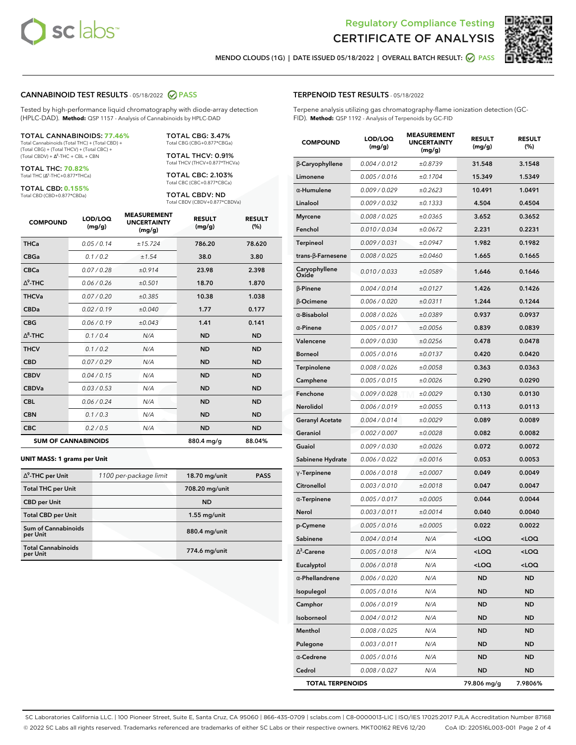# Regulatory Compliance Testing
# CERTIFICATE OF ANALYSIS

MENDO CLOUDS (1G) | DATE ISSUED 05/18/2022 | OVERALL BATCH RESULT: PASS

## CANNABINOID TEST RESULTS - 05/18/2022 PASS

Tested by high-performance liquid chromatography with diode-array detection (HPLC-DAD). **Method:** QSP 1157 - Analysis of Cannabinoids by HPLC-DAD

**TOTAL CANNABINOIDS: 77.46%**
Total Cannabinoids (Total THC) + (Total CBD) + (Total CBG) + (Total THCV) + (Total CBC) + (Total CBDV) + $\Delta^8$-THC + CBL + CBN

**TOTAL THC: 70.82%**
Total THC ($\Delta^9$-THC+0.877*THCa)

**TOTAL CBD: 0.155%**
Total CBD (CBD+0.877*CBDa)

**TOTAL CBG: 3.47%**
Total CBG (CBG+0.877*CBGa)

**TOTAL THCV: 0.91%**
Total THCV (THCV+0.877*THCVa)

**TOTAL CBC: 2.103%**
Total CBC (CBC+0.877*CBCa)

**TOTAL CBDV: ND**
Total CBDV (CBDV+0.877*CBDVa)

| COMPOUND | LOD/LOQ (mg/g) | MEASUREMENT UNCERTAINTY (mg/g) | RESULT (mg/g) | RESULT (%) |
|---|---|---|---|---|
| THCa | 0.05 / 0.14 | ±15.724 | 786.20 | 78.620 |
| CBGa | 0.1 / 0.2 | ±1.54 | 38.0 | 3.80 |
| CBCa | 0.07 / 0.28 | ±0.914 | 23.98 | 2.398 |
| $\Delta^9$-THC | 0.06 / 0.26 | ±0.501 | 18.70 | 1.870 |
| THCVa | 0.07 / 0.20 | ±0.385 | 10.38 | 1.038 |
| CBDa | 0.02 / 0.19 | ±0.040 | 1.77 | 0.177 |
| CBG | 0.06 / 0.19 | ±0.043 | 1.41 | 0.141 |
| $\Delta^8$-THC | 0.1 / 0.4 | N/A | ND | ND |
| THCV | 0.1 / 0.2 | N/A | ND | ND |
| CBD | 0.07 / 0.29 | N/A | ND | ND |
| CBDV | 0.04 / 0.15 | N/A | ND | ND |
| CBDVa | 0.03 / 0.53 | N/A | ND | ND |
| CBL | 0.06 / 0.24 | N/A | ND | ND |
| CBN | 0.1 / 0.3 | N/A | ND | ND |
| CBC | 0.2 / 0.5 | N/A | ND | ND |
| **SUM OF CANNABINOIDS** | | | 880.4 mg/g | 88.04% |

**UNIT MASS: 1 grams per Unit**

| | | | |
|---|---|---|---|
| $\Delta^9$-THC per Unit | 1100 per-package limit | 18.70 mg/unit | PASS |
| Total THC per Unit | | 708.20 mg/unit | |
| CBD per Unit | | ND | |
| Total CBD per Unit | | 1.55 mg/unit | |
| Sum of Cannabinoids per Unit | | 880.4 mg/unit | |
| Total Cannabinoids per Unit | | 774.6 mg/unit | |

## TERPENOID TEST RESULTS - 05/18/2022

Terpene analysis utilizing gas chromatography-flame ionization detection (GC-FID). **Method:** QSP 1192 - Analysis of Terpenoids by GC-FID

| COMPOUND | LOD/LOQ (mg/g) | MEASUREMENT UNCERTAINTY (mg/g) | RESULT (mg/g) | RESULT (%) |
|---|---|---|---|---|
| β-Caryophyllene | 0.004 / 0.012 | ±0.8739 | 31.548 | 3.1548 |
| Limonene | 0.005 / 0.016 | ±0.1704 | 15.349 | 1.5349 |
| α-Humulene | 0.009 / 0.029 | ±0.2623 | 10.491 | 1.0491 |
| Linalool | 0.009 / 0.032 | ±0.1333 | 4.504 | 0.4504 |
| Myrcene | 0.008 / 0.025 | ±0.0365 | 3.652 | 0.3652 |
| Fenchol | 0.010 / 0.034 | ±0.0672 | 2.231 | 0.2231 |
| Terpineol | 0.009 / 0.031 | ±0.0947 | 1.982 | 0.1982 |
| trans-β-Farnesene | 0.008 / 0.025 | ±0.0460 | 1.665 | 0.1665 |
| Caryophyllene Oxide | 0.010 / 0.033 | ±0.0589 | 1.646 | 0.1646 |
| β-Pinene | 0.004 / 0.014 | ±0.0127 | 1.426 | 0.1426 |
| β-Ocimene | 0.006 / 0.020 | ±0.0311 | 1.244 | 0.1244 |
| α-Bisabolol | 0.008 / 0.026 | ±0.0389 | 0.937 | 0.0937 |
| α-Pinene | 0.005 / 0.017 | ±0.0056 | 0.839 | 0.0839 |
| Valencene | 0.009 / 0.030 | ±0.0256 | 0.478 | 0.0478 |
| Borneol | 0.005 / 0.016 | ±0.0137 | 0.420 | 0.0420 |
| Terpinolene | 0.008 / 0.026 | ±0.0058 | 0.363 | 0.0363 |
| Camphene | 0.005 / 0.015 | ±0.0026 | 0.290 | 0.0290 |
| Fenchone | 0.009 / 0.028 | ±0.0029 | 0.130 | 0.0130 |
| Nerolidol | 0.006 / 0.019 | ±0.0055 | 0.113 | 0.0113 |
| Geranyl Acetate | 0.004 / 0.014 | ±0.0029 | 0.089 | 0.0089 |
| Geraniol | 0.002 / 0.007 | ±0.0028 | 0.082 | 0.0082 |
| Guaiol | 0.009 / 0.030 | ±0.0026 | 0.072 | 0.0072 |
| Sabinene Hydrate | 0.006 / 0.022 | ±0.0016 | 0.053 | 0.0053 |
| γ-Terpinene | 0.006 / 0.018 | ±0.0007 | 0.049 | 0.0049 |
| Citronellol | 0.003 / 0.010 | ±0.0018 | 0.047 | 0.0047 |
| α-Terpinene | 0.005 / 0.017 | ±0.0005 | 0.044 | 0.0044 |
| Nerol | 0.003 / 0.011 | ±0.0014 | 0.040 | 0.0040 |
| p-Cymene | 0.005 / 0.016 | ±0.0005 | 0.022 | 0.0022 |
| Sabinene | 0.004 / 0.014 | N/A | <LOQ | <LOQ |
| $\Delta^3$-Carene | 0.005 / 0.018 | N/A | <LOQ | <LOQ |
| Eucalyptol | 0.006 / 0.018 | N/A | <LOQ | <LOQ |
| α-Phellandrene | 0.006 / 0.020 | N/A | ND | ND |
| Isopulegol | 0.005 / 0.016 | N/A | ND | ND |
| Camphor | 0.006 / 0.019 | N/A | ND | ND |
| Isoborneol | 0.004 / 0.012 | N/A | ND | ND |
| Menthol | 0.008 / 0.025 | N/A | ND | ND |
| Pulegone | 0.003 / 0.011 | N/A | ND | ND |
| α-Cedrene | 0.005 / 0.016 | N/A | ND | ND |
| Cedrol | 0.008 / 0.027 | N/A | ND | ND |
| **TOTAL TERPENOIDS** | | | 79.806 mg/g | 7.9806% |

SC Laboratories California LLC. | 100 Pioneer Street, Suite E, Santa Cruz, CA 95060 | 866-435-0709 | sclabs.com | C8-0000013-LIC | ISO/IES 17025:2017 PJLA Accreditation Number 87168
© 2022 SC Labs all rights reserved. Trademarks referenced are trademarks of either SC Labs or their respective owners. MKT00162 REV6 12/20 CoA ID: 220516L003-001